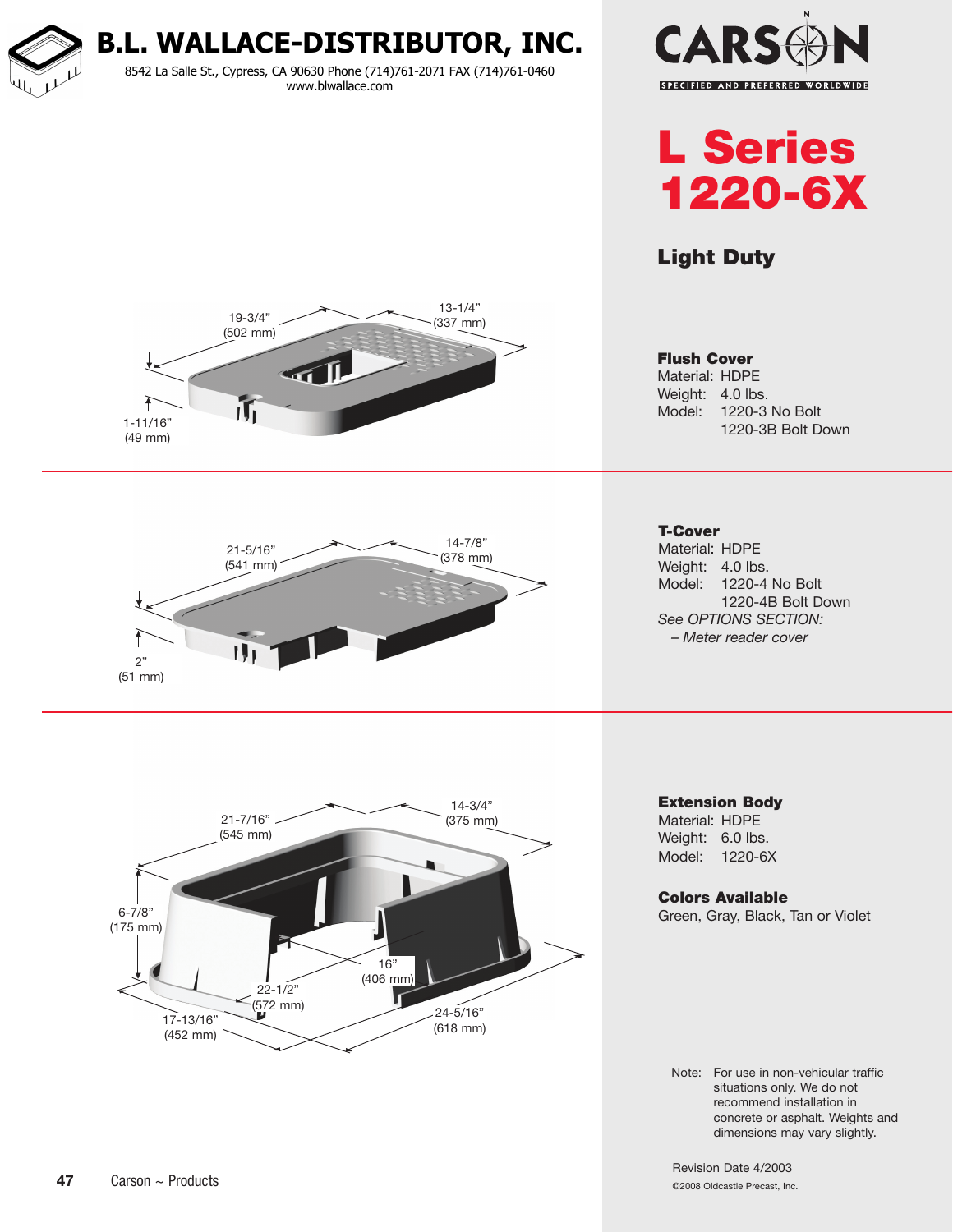# B.L. WALLACE-DISTRIBUTOR, INC.

8542 La Salle St., Cypress, CA 90630 Phone (714)761-2071 FAX (714)761-0460
www.blwallace.com

CARSON
SPECIFIED AND PREFERRED WORLDWIDE

# L Series 1220-6X

## Light Duty

19-3/4" (502 mm)
13-1/4" (337 mm)
1-11/16" (49 mm)

**Flush Cover**
Material: HDPE
Weight: 4.0 lbs.
Model: 1220-3 No Bolt
1220-3B Bolt Down

21-5/16" (541 mm)
14-7/8" (378 mm)
2" (51 mm)

**T-Cover**
Material: HDPE
Weight: 4.0 lbs.
Model: 1220-4 No Bolt
1220-4B Bolt Down
*See OPTIONS SECTION:*
*– Meter reader cover*

21-7/16" (545 mm)
14-3/4" (375 mm)
6-7/8" (175 mm)
16" (406 mm)
22-1/2" (572 mm)
17-13/16" (452 mm)
24-5/16" (618 mm)

**Extension Body**
Material: HDPE
Weight: 6.0 lbs.
Model: 1220-6X

**Colors Available**
Green, Gray, Black, Tan or Violet

Note: For use in non-vehicular traffic situations only. We do not recommend installation in concrete or asphalt. Weights and dimensions may vary slightly.

Revision Date 4/2003
©2008 Oldcastle Precast, Inc.

Carson ~ Products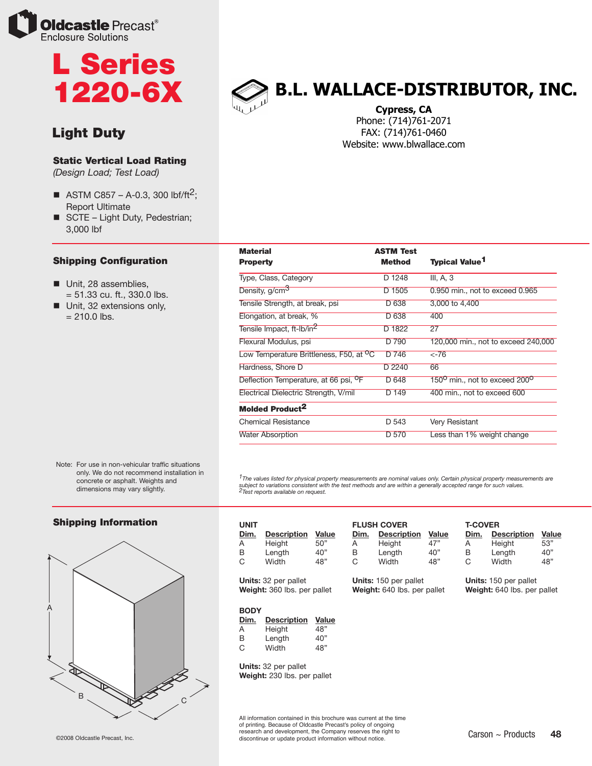Oldcastle Precast®
Enclosure Solutions

# L Series 1220-6X

## Light Duty

B.L. WALLACE-DISTRIBUTOR, INC.

**Cypress, CA**
Phone: (714)761-2071
FAX: (714)761-0460
Website: www.blwallace.com

### Static Vertical Load Rating

*(Design Load; Test Load)*

- ASTM C857 – A-0.3, 300 lbf/ft$^2$; Report Ultimate
- SCTE – Light Duty, Pedestrian; 3,000 lbf

### Shipping Configuration

- Unit, 28 assemblies, = 51.33 cu. ft., 330.0 lbs.
- Unit, 32 extensions only, = 210.0 lbs.

| Material Property | ASTM Test Method | Typical Value[1] |
|---|---|---|
| Type, Class, Category | D 1248 | III, A, 3 |
| Density, g/cm$^3$ | D 1505 | 0.950 min., not to exceed 0.965 |
| Tensile Strength, at break, psi | D 638 | 3,000 to 4,400 |
| Elongation, at break, % | D 638 | 400 |
| Tensile Impact, ft-lb/in$^2$ | D 1822 | 27 |
| Flexural Modulus, psi | D 790 | 120,000 min., not to exceed 240,000 |
| Low Temperature Brittleness, F50, at $^oC$ | D 746 | <-76 |
| Hardness, Shore D | D 2240 | 66 |
| Deflection Temperature, at 66 psi, $^oF$ | D 648 | 150$^o$ min., not to exceed 200$^o$ |
| Electrical Dielectric Strength, V/mil | D 149 | 400 min., not to exceed 600 |
| **Molded Product[2]** | | |
| Chemical Resistance | D 543 | Very Resistant |
| Water Absorption | D 570 | Less than 1% weight change |

Note: For use in non-vehicular traffic situations only. We do not recommend installation in concrete or asphalt. Weights and dimensions may vary slightly.

*[1]The values listed for physical property measurements are nominal values only. Certain physical property measurements are subject to variations consistent with the test methods and are within a generally accepted range for such values.*
*[2]Test reports available on request.*

### Shipping Information

A
B
C

**UNIT**

| Dim. | Description | Value |
|---|---|---|
| A | Height | 50” |
| B | Length | 40” |
| C | Width | 48” |

**Units:** 32 per pallet
**Weight:** 360 lbs. per pallet

**FLUSH COVER**

| Dim. | Description | Value |
|---|---|---|
| A | Height | 47” |
| B | Length | 40” |
| C | Width | 48” |

**Units:** 150 per pallet
**Weight:** 640 lbs. per pallet

**T-COVER**

| Dim. | Description | Value |
|---|---|---|
| A | Height | 53” |
| B | Length | 40” |
| C | Width | 48” |

**Units:** 150 per pallet
**Weight:** 640 lbs. per pallet

**BODY**

| Dim. | Description | Value |
|---|---|---|
| A | Height | 48” |
| B | Length | 40” |
| C | Width | 48” |

**Units:** 32 per pallet
**Weight:** 230 lbs. per pallet

©2008 Oldcastle Precast, Inc.

All information contained in this brochure was current at the time of printing. Because of Oldcastle Precast's policy of ongoing research and development, the Company reserves the right to discontinue or update product information without notice.

Carson ~ Products